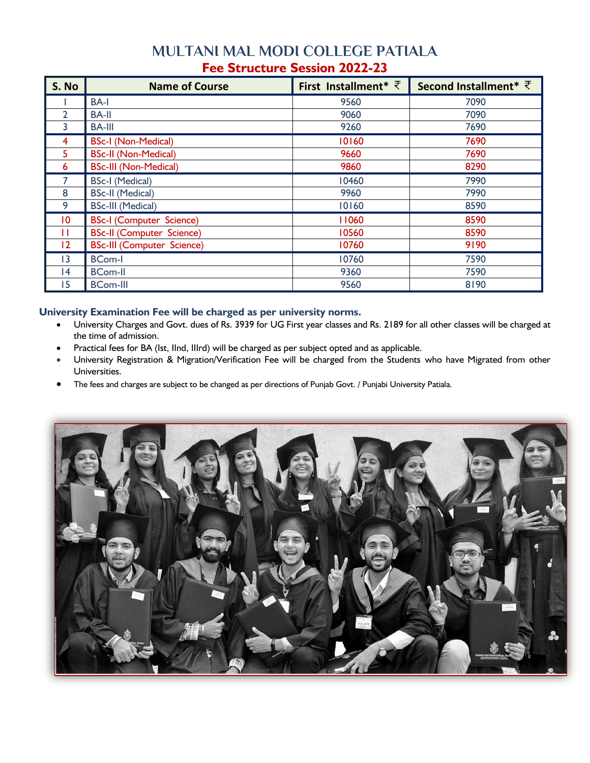# MULTANI MAL MODI COLLEGE PATIALA

## Fee Structure Session 2022-23

| S. No | Name of Course | First Installment* ₹ | Second Installment* ₹ |
|---|---|---|---|
| 1 | BA-I | 9560 | 7090 |
| 2 | BA-II | 9060 | 7090 |
| 3 | BA-III | 9260 | 7690 |
| 4 | BSc-I (Non-Medical) | 10160 | 7690 |
| 5 | BSc-II (Non-Medical) | 9660 | 7690 |
| 6 | BSc-III (Non-Medical) | 9860 | 8290 |
| 7 | BSc-I (Medical) | 10460 | 7990 |
| 8 | BSc-II (Medical) | 9960 | 7990 |
| 9 | BSc-III (Medical) | 10160 | 8590 |
| 10 | BSc-I (Computer Science) | 11060 | 8590 |
| 11 | BSc-II (Computer Science) | 10560 | 8590 |
| 12 | BSc-III (Computer Science) | 10760 | 9190 |
| 13 | BCom-I | 10760 | 7590 |
| 14 | BCom-II | 9360 | 7590 |
| 15 | BCom-III | 9560 | 8190 |

**University Examination Fee will be charged as per university norms.**

- University Charges and Govt. dues of Rs. 3939 for UG First year classes and Rs. 2189 for all other classes will be charged at the time of admission.
- Practical fees for BA (Ist, IInd, IIIrd) will be charged as per subject opted and as applicable.
- University Registration & Migration/Verification Fee will be charged from the Students who have Migrated from other Universities.
- The fees and charges are subject to be changed as per directions of Punjab Govt. / Punjabi University Patiala.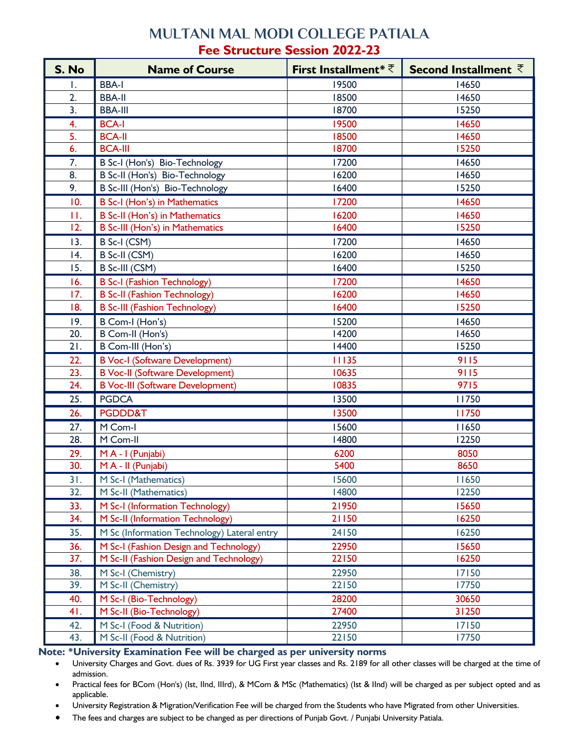# MULTANI MAL MODI COLLEGE PATIALA

## Fee Structure Session 2022-23

| S. No | Name of Course | First Installment* ₹ | Second Installment ₹ |
|---|---|---|---|
| 1. | BBA-I | 19500 | 14650 |
| 2. | BBA-II | 18500 | 14650 |
| 3. | BBA-III | 18700 | 15250 |
| 4. | BCA-I | 19500 | 14650 |
| 5. | BCA-II | 18500 | 14650 |
| 6. | BCA-III | 18700 | 15250 |
| 7. | B Sc-I (Hon's) Bio-Technology | 17200 | 14650 |
| 8. | B Sc-II (Hon's) Bio-Technology | 16200 | 14650 |
| 9. | B Sc-III (Hon's) Bio-Technology | 16400 | 15250 |
| 10. | B Sc-I (Hon's) in Mathematics | 17200 | 14650 |
| 11. | B Sc-II (Hon's) in Mathematics | 16200 | 14650 |
| 12. | B Sc-III (Hon's) in Mathematics | 16400 | 15250 |
| 13. | B Sc-I (CSM) | 17200 | 14650 |
| 14. | B Sc-II (CSM) | 16200 | 14650 |
| 15. | B Sc-III (CSM) | 16400 | 15250 |
| 16. | B Sc-I (Fashion Technology) | 17200 | 14650 |
| 17. | B Sc-II (Fashion Technology) | 16200 | 14650 |
| 18. | B Sc-III (Fashion Technology) | 16400 | 15250 |
| 19. | B Com-I (Hon's) | 15200 | 14650 |
| 20. | B Com-II (Hon's) | 14200 | 14650 |
| 21. | B Com-III (Hon's) | 14400 | 15250 |
| 22. | B Voc-I (Software Development) | 11135 | 9115 |
| 23. | B Voc-II (Software Development) | 10635 | 9115 |
| 24. | B Voc-III (Software Development) | 10835 | 9715 |
| 25. | PGDCA | 13500 | 11750 |
| 26. | PGDDD&T | 13500 | 11750 |
| 27. | M Com-I | 15600 | 11650 |
| 28. | M Com-II | 14800 | 12250 |
| 29. | M A - I (Punjabi) | 6200 | 8050 |
| 30. | M A - II (Punjabi) | 5400 | 8650 |
| 31. | M Sc-I (Mathematics) | 15600 | 11650 |
| 32. | M Sc-II (Mathematics) | 14800 | 12250 |
| 33. | M Sc-I (Information Technology) | 21950 | 15650 |
| 34. | M Sc-II (Information Technology) | 21150 | 16250 |
| 35. | M Sc (Information Technology) Lateral entry | 24150 | 16250 |
| 36. | M Sc-I (Fashion Design and Technology) | 22950 | 15650 |
| 37. | M Sc-II (Fashion Design and Technology) | 22150 | 16250 |
| 38. | M Sc-I (Chemistry) | 22950 | 17150 |
| 39. | M Sc-II (Chemistry) | 22150 | 17750 |
| 40. | M Sc-I (Bio-Technology) | 28200 | 30650 |
| 41. | M Sc-II (Bio-Technology) | 27400 | 31250 |
| 42. | M Sc-I (Food & Nutrition) | 22950 | 17150 |
| 43. | M Sc-II (Food & Nutrition) | 22150 | 17750 |

**Note: *University Examination Fee will be charged as per university norms**

- University Charges and Govt. dues of Rs. 3939 for UG First year classes and Rs. 2189 for all other classes will be charged at the time of admission.
- Practical fees for BCom (Hon's) (Ist, IInd, IIIrd), & MCom & MSc (Mathematics) (Ist & IInd) will be charged as per subject opted and as applicable.
- University Registration & Migration/Verification Fee will be charged from the Students who have Migrated from other Universities.
- The fees and charges are subject to be changed as per directions of Punjab Govt. / Punjabi University Patiala.